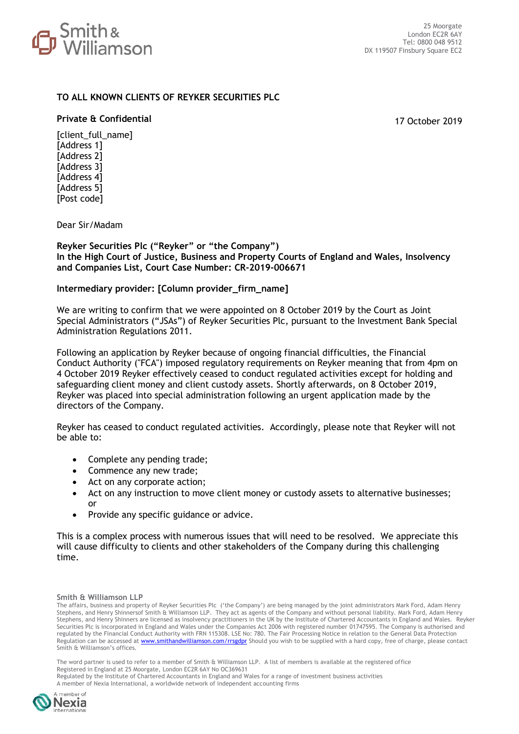Smith & Williamson

25 Moorgate
London EC2R 6AY
Tel: 0800 048 9512
DX 119507 Finsbury Square EC2

**TO ALL KNOWN CLIENTS OF REYKER SECURITIES PLC**

**Private & Confidential**

17 October 2019

[client_full_name]
[Address 1]
[Address 2]
[Address 3]
[Address 4]
[Address 5]
[Post code]

Dear Sir/Madam

**Reyker Securities Plc ("Reyker" or "the Company")**
**In the High Court of Justice, Business and Property Courts of England and Wales, Insolvency and Companies List, Court Case Number: CR-2019-006671**

**Intermediary provider: [Column provider_firm_name]**

We are writing to confirm that we were appointed on 8 October 2019 by the Court as Joint Special Administrators ("JSAs") of Reyker Securities Plc, pursuant to the Investment Bank Special Administration Regulations 2011.

Following an application by Reyker because of ongoing financial difficulties, the Financial Conduct Authority ("FCA") imposed regulatory requirements on Reyker meaning that from 4pm on 4 October 2019 Reyker effectively ceased to conduct regulated activities except for holding and safeguarding client money and client custody assets. Shortly afterwards, on 8 October 2019, Reyker was placed into special administration following an urgent application made by the directors of the Company.

Reyker has ceased to conduct regulated activities. Accordingly, please note that Reyker will not be able to:

- Complete any pending trade;
- Commence any new trade;
- Act on any corporate action;
- Act on any instruction to move client money or custody assets to alternative businesses; or
- Provide any specific guidance or advice.

This is a complex process with numerous issues that will need to be resolved. We appreciate this will cause difficulty to clients and other stakeholders of the Company during this challenging time.

**Smith & Williamson LLP**
The affairs, business and property of Reyker Securities Plc ('the Company') are being managed by the joint administrators Mark Ford, Adam Henry Stephens, and Henry Shinnersof Smith & Williamson LLP. They act as agents of the Company and without personal liability. Mark Ford, Adam Henry Stephens, and Henry Shinners are licensed as insolvency practitioners in the UK by the Institute of Chartered Accountants in England and Wales. Reyker Securities Plc is incorporated in England and Wales under the Companies Act 2006 with registered number 01747595. The Company is authorised and regulated by the Financial Conduct Authority with FRN 115308. LSE No: 780. The Fair Processing Notice in relation to the General Data Protection Regulation can be accessed at www.smithandwilliamson.com/rrsgdpr Should you wish to be supplied with a hard copy, free of charge, please contact Smith & Williamson's offices.

The word partner is used to refer to a member of Smith & Williamson LLP. A list of members is available at the registered office
Registered in England at 25 Moorgate, London EC2R 6AY No OC369631
Regulated by the Institute of Chartered Accountants in England and Wales for a range of investment business activities
A member of Nexia International, a worldwide network of independent accounting firms

A member of Nexia International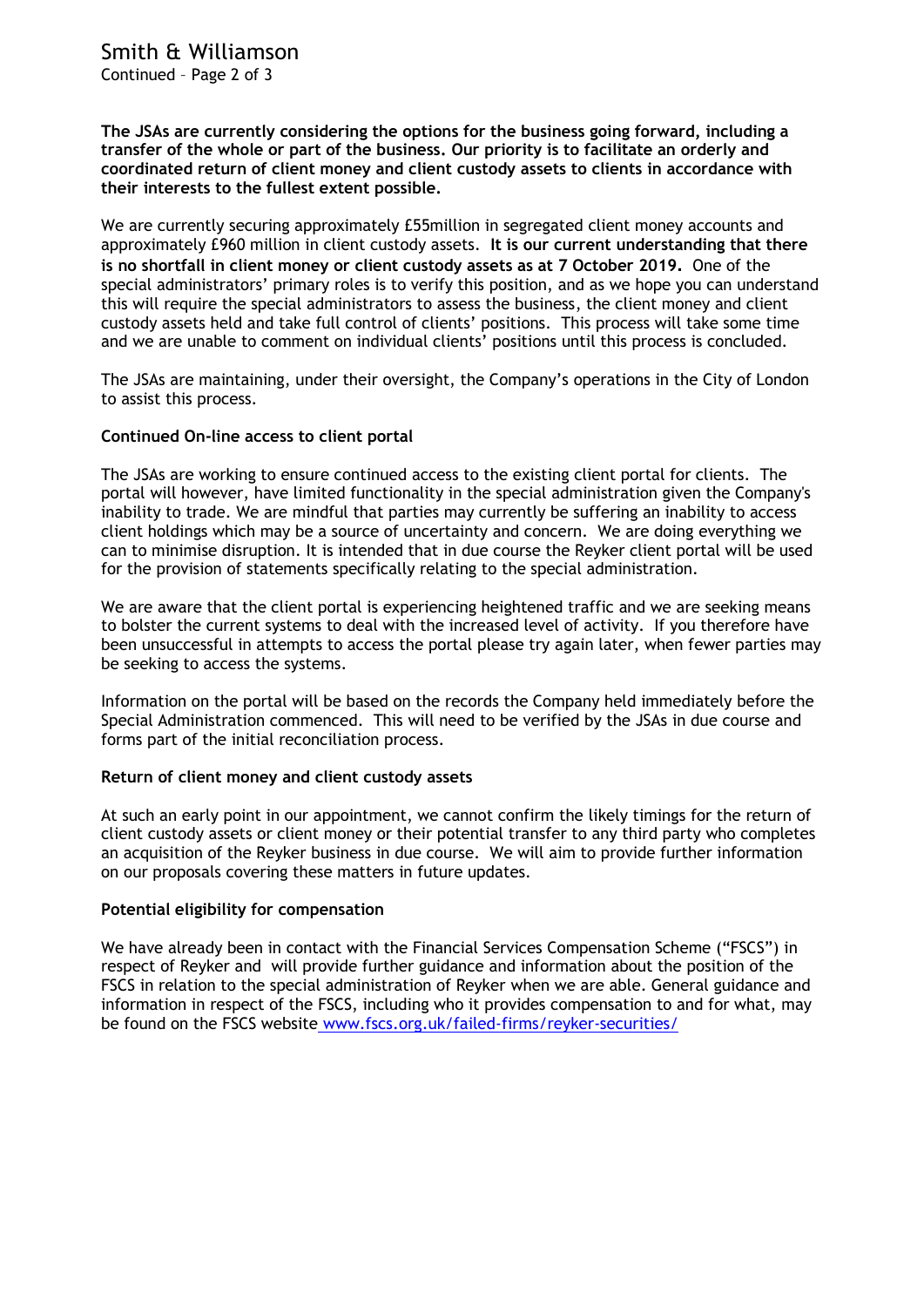**The JSAs are currently considering the options for the business going forward, including a transfer of the whole or part of the business. Our priority is to facilitate an orderly and coordinated return of client money and client custody assets to clients in accordance with their interests to the fullest extent possible.**

We are currently securing approximately £55million in segregated client money accounts and approximately £960 million in client custody assets. **It is our current understanding that there is no shortfall in client money or client custody assets as at 7 October 2019.** One of the special administrators' primary roles is to verify this position, and as we hope you can understand this will require the special administrators to assess the business, the client money and client custody assets held and take full control of clients' positions. This process will take some time and we are unable to comment on individual clients' positions until this process is concluded.

The JSAs are maintaining, under their oversight, the Company's operations in the City of London to assist this process.

**Continued On-line access to client portal**

The JSAs are working to ensure continued access to the existing client portal for clients. The portal will however, have limited functionality in the special administration given the Company's inability to trade. We are mindful that parties may currently be suffering an inability to access client holdings which may be a source of uncertainty and concern. We are doing everything we can to minimise disruption. It is intended that in due course the Reyker client portal will be used for the provision of statements specifically relating to the special administration.

We are aware that the client portal is experiencing heightened traffic and we are seeking means to bolster the current systems to deal with the increased level of activity. If you therefore have been unsuccessful in attempts to access the portal please try again later, when fewer parties may be seeking to access the systems.

Information on the portal will be based on the records the Company held immediately before the Special Administration commenced. This will need to be verified by the JSAs in due course and forms part of the initial reconciliation process.

**Return of client money and client custody assets**

At such an early point in our appointment, we cannot confirm the likely timings for the return of client custody assets or client money or their potential transfer to any third party who completes an acquisition of the Reyker business in due course. We will aim to provide further information on our proposals covering these matters in future updates.

**Potential eligibility for compensation**

We have already been in contact with the Financial Services Compensation Scheme ("FSCS") in respect of Reyker and will provide further guidance and information about the position of the FSCS in relation to the special administration of Reyker when we are able. General guidance and information in respect of the FSCS, including who it provides compensation to and for what, may be found on the FSCS website www.fscs.org.uk/failed-firms/reyker-securities/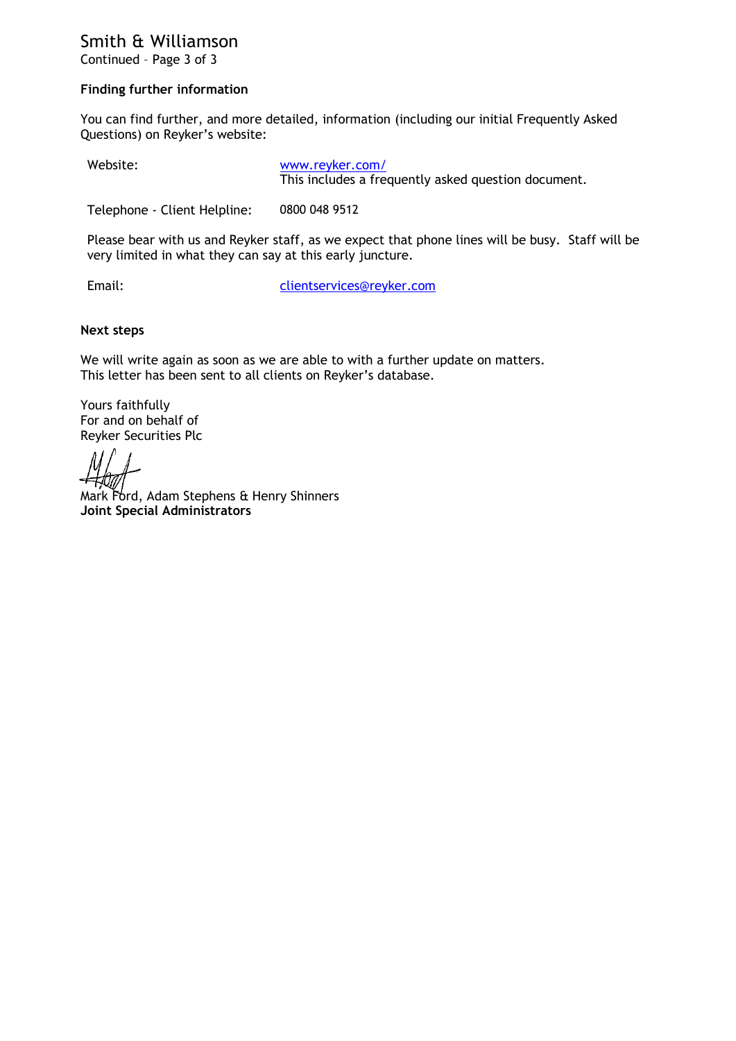**Finding further information**

You can find further, and more detailed, information (including our initial Frequently Asked Questions) on Reyker's website:

| | |
|---|---|
| Website: | www.reyker.com/<br>This includes a frequently asked question document. |
| Telephone - Client Helpline: | 0800 048 9512 |

Please bear with us and Reyker staff, as we expect that phone lines will be busy. Staff will be very limited in what they can say at this early juncture.

| | |
|---|---|
| Email: | clientservices@reyker.com |

**Next steps**

We will write again as soon as we are able to with a further update on matters.
This letter has been sent to all clients on Reyker's database.

Yours faithfully
For and on behalf of
Reyker Securities Plc

Mark Ford, Adam Stephens & Henry Shinners
**Joint Special Administrators**